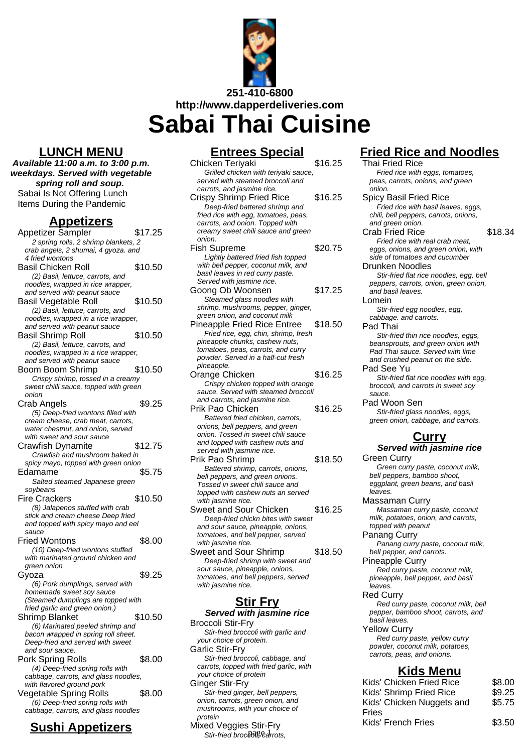251-410-6800
http://www.dapperdeliveries.com

# Sabai Thai Cuisine

## LUNCH MENU

***Available 11:00 a.m. to 3:00 p.m. weekdays. Served with vegetable spring roll and soup.***

Sabai Is Not Offering Lunch Items During the Pandemic

## Appetizers

Appetizer Sampler $17.25
*2 spring rolls, 2 shrimp blankets, 2 crab angels, 2 shumai, 4 gyoza. and 4 fried wontons*

Basil Chicken Roll $10.50
*(2) Basil, lettuce, carrots, and noodles, wrapped in rice wrapper, and served with peanut sauce*

Basil Vegetable Roll $10.50
*(2) Basil, lettuce, carrots, and noodles, wrapped in a rice wrapper, and served with peanut sauce*

Basil Shrimp Roll $10.50
*(2) Basil, lettuce, carrots, and noodles, wrapped in a rice wrapper, and served with peanut sauce*

Boom Boom Shrimp $10.50
*Crispy shrimp, tossed in a creamy sweet chilli sauce, topped with green onion*

Crab Angels $9.25
*(5) Deep-fried wontons filled with cream cheese, crab meat, carrots, water chestnut, and onion, served with sweet and sour sauce*

Crawfish Dynamite $12.75
*Crawfish and mushroom baked in spicy mayo, topped with green onion*

Edamame $5.75
*Salted steamed Japanese green soybeans*

Fire Crackers $10.50
*(8) Jalapenos stuffed with crab stick and cream cheese Deep fried and topped with spicy mayo and eel sauce*

Fried Wontons $8.00
*(10) Deep-fried wontons stuffed with marinated ground chicken and green onion*

Gyoza $9.25
*(6) Pork dumplings, served with homemade sweet soy sauce (Steamed dumplings are topped with fried garlic and green onion.)*

Shrimp Blanket $10.50
*(6) Marinated peeled shrimp and bacon wrapped in spring roll sheet. Deep-fried and served with sweet and sour sauce.*

Pork Spring Rolls $8.00
*(4) Deep-fried spring rolls with cabbage, carrots, and glass noodles, with flavored ground pork*

Vegetable Spring Rolls $8.00
*(6) Deep-fried spring rolls with cabbage, carrots, and glass noodles*

## Sushi Appetizers

## Entrees Special

Chicken Teriyaki $16.25
*Grilled chicken with teriyaki sauce, served with steamed broccoli and carrots, and jasmine rice.*

Crispy Shrimp Fried Rice $16.25
*Deep-fried battered shrimp and fried rice with egg, tomatoes, peas, carrots, and onion. Topped with creamy sweet chili sauce and green onion.*

Fish Supreme $20.75
*Lightly battered fried fish topped with bell pepper, coconut milk, and basil leaves in red curry paste. Served with jasmine rice.*

Goong Ob Woonsen $17.25
*Steamed glass noodles with shrimp, mushrooms, pepper, ginger, green onion, and coconut milk*

Pineapple Fried Rice Entree $18.50
*Fried rice, egg, chin, shrimp, fresh pineapple chunks, cashew nuts, tomatoes, peas, carrots, and curry powder. Served in a half-cut fresh pineapple.*

Orange Chicken $16.25
*Crispy chicken topped with orange sauce. Served with steamed broccoli and carrots, and jasmine rice.*

Prik Pao Chicken $16.25
*Battered fried chicken, carrots, onions, bell peppers, and green onion. Tossed in sweet chili sauce and topped with cashew nuts and served with jasmine rice.*

Prik Pao Shrimp $18.50
*Battered shrimp, carrots, onions, bell peppers, and green onions. Tossed in sweet chili sauce and topped with cashew nuts an served with jasmine rice.*

Sweet and Sour Chicken $16.25
*Deep-fried chickn bites with sweet and sour sauce, pineapple, onions, tomatoes, and bell pepper, served with jasmine rice.*

Sweet and Sour Shrimp $18.50
*Deep-fried shrimp with sweet and sour sauce, pineapple, onions, tomatoes, and bell peppers, served with jasmine rice.*

## Stir Fry

***Served with jasmine rice***

Broccoli Stir-Fry
*Stir-fried broccoli with garlic and your choice of protein.*

Garlic Stir-Fry
*Stir-fried broccoli, cabbage, and carrots, topped with fried garlic, with your choice of protein*

Ginger Stir-Fry
*Stir-fried ginger, bell peppers, onion, carrots, green onion, and mushrooms, with your choice of protein*

Mixed Veggies Stir-Fry
*Stir-fried broccoli, carrots,*

## Fried Rice and Noodles

Thai Fried Rice
*Fried rice with eggs, tomatoes, peas, carrots, onions, and green onion.*

Spicy Basil Fried Rice
*Fried rice with basil leaves, eggs, chili, bell peppers, carrots, onions, and green onion.*

Crab Fried Rice $18.34
*Fried rice with real crab meat, eggs, onions, and green onion, with side of tomatoes and cucumber*

Drunken Noodles
*Stir-fried flat rice noodles, egg, bell peppers, carrots, onion, green onion, and basil leaves.*

Lomein
*Stir-fried egg noodles, egg, cabbage. and carrots.*

Pad Thai
*Stir-fried thin rice noodles, eggs, beansprouts, and green onion with Pad Thai sauce. Served with lime and crushed peanut on the side.*

Pad See Yu
*Stir-fried flat rice noodles with egg, broccoli, and carrots in sweet soy sauce.*

Pad Woon Sen
*Stir-fried glass noodles, eggs, green onion, cabbage, and carrots.*

## Curry

***Served with jasmine rice***

Green Curry
*Green curry paste, coconut milk, bell peppers, bamboo shoot, eggplant, green beans, and basil leaves.*

Massaman Curry
*Massaman curry paste, coconut milk, potatoes, onion, and carrots, topped with peanut*

Panang Curry
*Panang curry paste, coconut milk, bell pepper, and carrots.*

Pineapple Curry
*Red curry paste, coconut milk, pineapple, bell pepper, and basil leaves.*

Red Curry
*Red curry paste, coconut milk, bell pepper, bamboo shoot, carrots, and basil leaves.*

Yellow Curry
*Red curry paste, yellow curry powder, coconut milk, potatoes, carrots, peas, and onions.*

## Kids Menu

Kids' Chicken Fried Rice $8.00

Kids' Shrimp Fried Rice $9.25

Kids' Chicken Nuggets and Fries $5.75

Kids' French Fries $3.50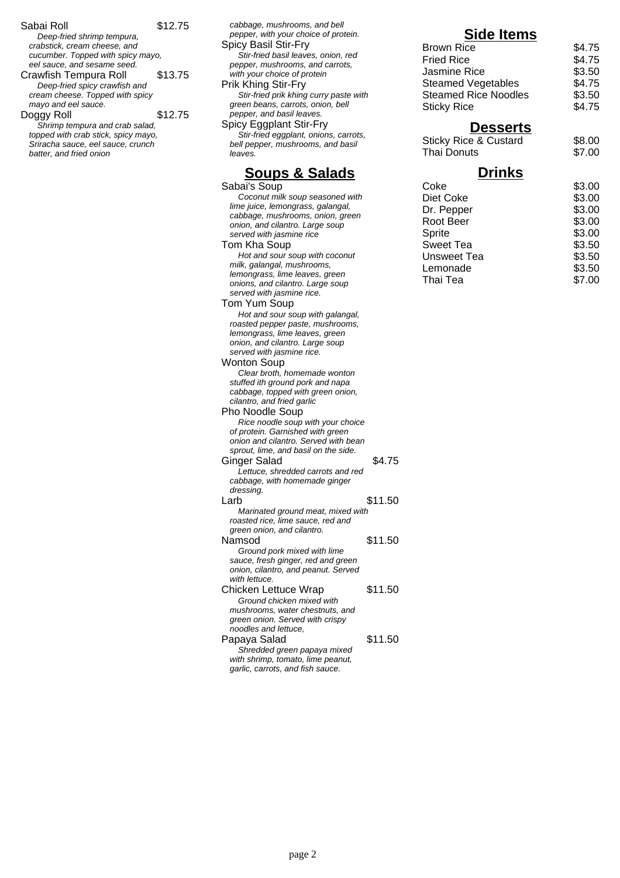Sabai Roll $12.75

*Deep-fried shrimp tempura, crabstick, cream cheese, and cucumber. Topped with spicy mayo, eel sauce, and sesame seed.*

Crawfish Tempura Roll $13.75

*Deep-fried spicy crawfish and cream cheese. Topped with spicy mayo and eel sauce.*

Doggy Roll $12.75

*Shrimp tempura and crab salad, topped with crab stick, spicy mayo, Sriracha sauce, eel sauce, crunch batter, and fried onion*

*cabbage, mushrooms, and bell pepper, with your choice of protein.*

Spicy Basil Stir-Fry

*Stir-fried basil leaves, onion, red pepper, mushrooms, and carrots, with your choice of protein*

Prik Khing Stir-Fry

*Stir-fried prik khing curry paste with green beans, carrots, onion, bell pepper, and basil leaves.*

Spicy Eggplant Stir-Fry

*Stir-fried eggplant, onions, carrots, bell pepper, mushrooms, and basil leaves.*

## Soups & Salads

Sabai's Soup

*Coconut milk soup seasoned with lime juice, lemongrass, galangal, cabbage, mushrooms, onion, green onion, and cilantro. Large soup served with jasmine rice*

Tom Kha Soup

*Hot and sour soup with coconut milk, galangal, mushrooms, lemongrass, lime leaves, green onions, and cilantro. Large soup served with jasmine rice.*

Tom Yum Soup

*Hot and sour soup with galangal, roasted pepper paste, mushrooms, lemongrass, lime leaves, green onion, and cilantro. Large soup served with jasmine rice.*

Wonton Soup

*Clear broth, homemade wonton stuffed ith ground pork and napa cabbage, topped with green onion, cilantro, and fried garlic*

Pho Noodle Soup

*Rice noodle soup with your choice of protein. Garnished with green onion and cilantro. Served with bean sprout, lime, and basil on the side.*

Ginger Salad $4.75

*Lettuce, shredded carrots and red cabbage, with homemade ginger dressing.*

Larb $11.50

*Marinated ground meat, mixed with roasted rice, lime sauce, red and green onion, and cilantro.*

Namsod $11.50

*Ground pork mixed with lime sauce, fresh ginger, red and green onion, cilantro, and peanut. Served with lettuce.*

Chicken Lettuce Wrap $11.50

*Ground chicken mixed with mushrooms, water chestnuts, and green onion. Served with crispy noodles and lettuce,*

Papaya Salad $11.50

*Shredded green papaya mixed with shrimp, tomato, lime peanut, garlic, carrots, and fish sauce.*

## Side Items

| | |
|---|---|
| Brown Rice | $4.75 |
| Fried Rice | $4.75 |
| Jasmine Rice | $3.50 |
| Steamed Vegetables | $4.75 |
| Steamed Rice Noodles | $3.50 |
| Sticky Rice | $4.75 |

## Desserts

| | |
|---|---|
| Sticky Rice & Custard | $8.00 |
| Thai Donuts | $7.00 |

## Drinks

| | |
|---|---|
| Coke | $3.00 |
| Diet Coke | $3.00 |
| Dr. Pepper | $3.00 |
| Root Beer | $3.00 |
| Sprite | $3.00 |
| Sweet Tea | $3.50 |
| Unsweet Tea | $3.50 |
| Lemonade | $3.50 |
| Thai Tea | $7.00 |